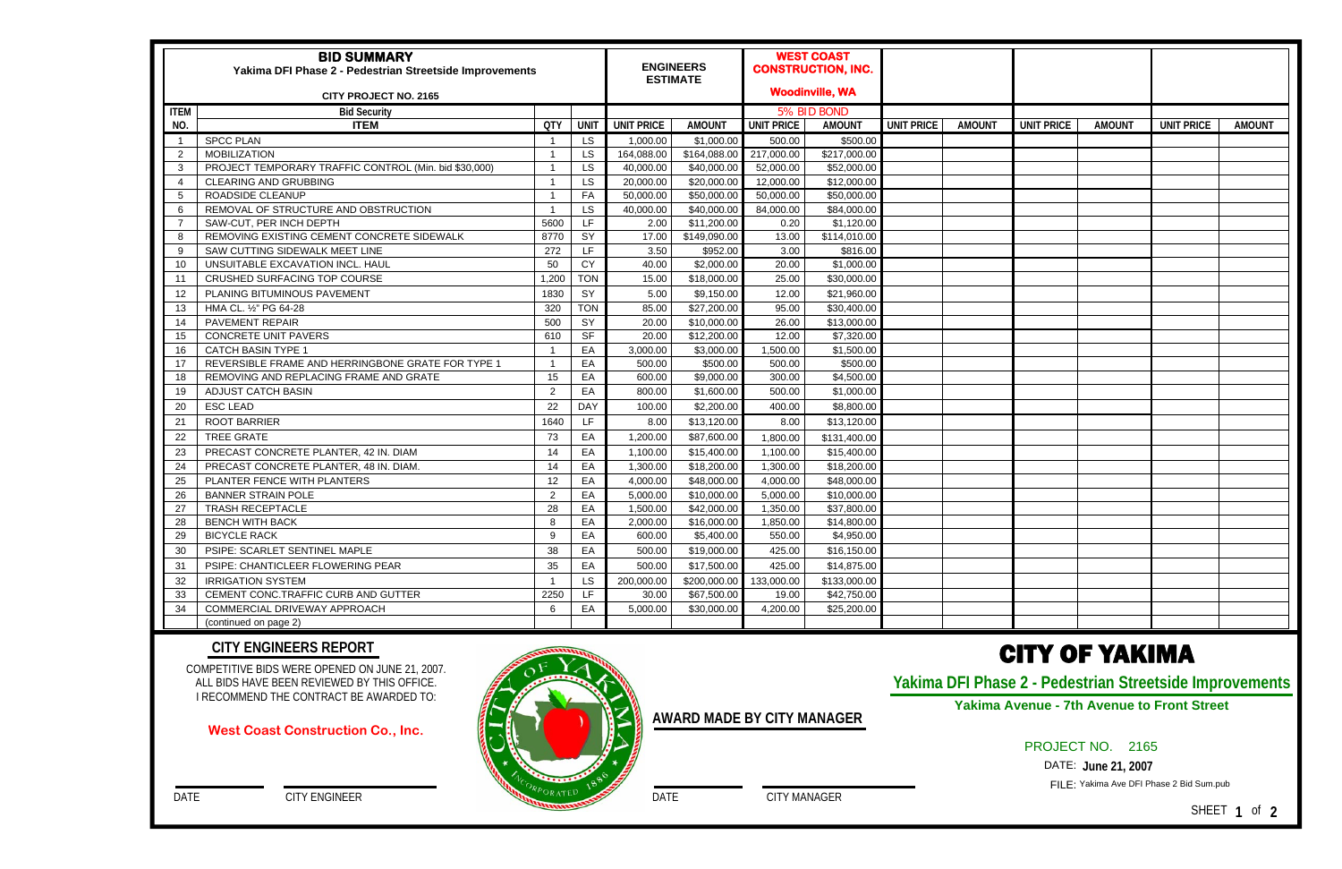# BID SUMMARY

**Yakima DFI Phase 2 - Pedestrian Streetside Improvements**

**CITY PROJECT NO. 2165**

| ITEM NO. | ITEM | QTY | UNIT | ENGINEERS ESTIMATE | | WEST COAST CONSTRUCTION, INC. Woodinville, WA | | | | | | | |
|---|---|---|---|---|---|---|---|---|---|---|---|---|---|
| | Bid Security | | | | | 5% BID BOND | | | | | | | |
| | | | | UNIT PRICE | AMOUNT | UNIT PRICE | AMOUNT | UNIT PRICE | AMOUNT | UNIT PRICE | AMOUNT | UNIT PRICE | AMOUNT |
| 1 | SPCC PLAN | 1 | LS | 1,000.00 | $1,000.00 | 500.00 | $500.00 | | | | | | |
| 2 | MOBILIZATION | 1 | LS | 164,088.00 | $164,088.00 | 217,000.00 | $217,000.00 | | | | | | |
| 3 | PROJECT TEMPORARY TRAFFIC CONTROL (Min. bid $30,000) | 1 | LS | 40,000.00 | $40,000.00 | 52,000.00 | $52,000.00 | | | | | | |
| 4 | CLEARING AND GRUBBING | 1 | LS | 20,000.00 | $20,000.00 | 12,000.00 | $12,000.00 | | | | | | |
| 5 | ROADSIDE CLEANUP | 1 | FA | 50,000.00 | $50,000.00 | 50,000.00 | $50,000.00 | | | | | | |
| 6 | REMOVAL OF STRUCTURE AND OBSTRUCTION | 1 | LS | 40,000.00 | $40,000.00 | 84,000.00 | $84,000.00 | | | | | | |
| 7 | SAW-CUT, PER INCH DEPTH | 5600 | LF | 2.00 | $11,200.00 | 0.20 | $1,120.00 | | | | | | |
| 8 | REMOVING EXISTING CEMENT CONCRETE SIDEWALK | 8770 | SY | 17.00 | $149,090.00 | 13.00 | $114,010.00 | | | | | | |
| 9 | SAW CUTTING SIDEWALK MEET LINE | 272 | LF | 3.50 | $952.00 | 3.00 | $816.00 | | | | | | |
| 10 | UNSUITABLE EXCAVATION INCL. HAUL | 50 | CY | 40.00 | $2,000.00 | 20.00 | $1,000.00 | | | | | | |
| 11 | CRUSHED SURFACING TOP COURSE | 1,200 | TON | 15.00 | $18,000.00 | 25.00 | $30,000.00 | | | | | | |
| 12 | PLANING BITUMINOUS PAVEMENT | 1830 | SY | 5.00 | $9,150.00 | 12.00 | $21,960.00 | | | | | | |
| 13 | HMA CL. ½" PG 64-28 | 320 | TON | 85.00 | $27,200.00 | 95.00 | $30,400.00 | | | | | | |
| 14 | PAVEMENT REPAIR | 500 | SY | 20.00 | $10,000.00 | 26.00 | $13,000.00 | | | | | | |
| 15 | CONCRETE UNIT PAVERS | 610 | SF | 20.00 | $12,200.00 | 12.00 | $7,320.00 | | | | | | |
| 16 | CATCH BASIN TYPE 1 | 1 | EA | 3,000.00 | $3,000.00 | 1,500.00 | $1,500.00 | | | | | | |
| 17 | REVERSIBLE FRAME AND HERRINGBONE GRATE FOR TYPE 1 | 1 | EA | 500.00 | $500.00 | 500.00 | $500.00 | | | | | | |
| 18 | REMOVING AND REPLACING FRAME AND GRATE | 15 | EA | 600.00 | $9,000.00 | 300.00 | $4,500.00 | | | | | | |
| 19 | ADJUST CATCH BASIN | 2 | EA | 800.00 | $1,600.00 | 500.00 | $1,000.00 | | | | | | |
| 20 | ESC LEAD | 22 | DAY | 100.00 | $2,200.00 | 400.00 | $8,800.00 | | | | | | |
| 21 | ROOT BARRIER | 1640 | LF | 8.00 | $13,120.00 | 8.00 | $13,120.00 | | | | | | |
| 22 | TREE GRATE | 73 | EA | 1,200.00 | $87,600.00 | 1,800.00 | $131,400.00 | | | | | | |
| 23 | PRECAST CONCRETE PLANTER, 42 IN. DIAM | 14 | EA | 1,100.00 | $15,400.00 | 1,100.00 | $15,400.00 | | | | | | |
| 24 | PRECAST CONCRETE PLANTER, 48 IN. DIAM. | 14 | EA | 1,300.00 | $18,200.00 | 1,300.00 | $18,200.00 | | | | | | |
| 25 | PLANTER FENCE WITH PLANTERS | 12 | EA | 4,000.00 | $48,000.00 | 4,000.00 | $48,000.00 | | | | | | |
| 26 | BANNER STRAIN POLE | 2 | EA | 5,000.00 | $10,000.00 | 5,000.00 | $10,000.00 | | | | | | |
| 27 | TRASH RECEPTACLE | 28 | EA | 1,500.00 | $42,000.00 | 1,350.00 | $37,800.00 | | | | | | |
| 28 | BENCH WITH BACK | 8 | EA | 2,000.00 | $16,000.00 | 1,850.00 | $14,800.00 | | | | | | |
| 29 | BICYCLE RACK | 9 | EA | 600.00 | $5,400.00 | 550.00 | $4,950.00 | | | | | | |
| 30 | PSIPE: SCARLET SENTINEL MAPLE | 38 | EA | 500.00 | $19,000.00 | 425.00 | $16,150.00 | | | | | | |
| 31 | PSIPE: CHANTICLEER FLOWERING PEAR | 35 | EA | 500.00 | $17,500.00 | 425.00 | $14,875.00 | | | | | | |
| 32 | IRRIGATION SYSTEM | 1 | LS | 200,000.00 | $200,000.00 | 133,000.00 | $133,000.00 | | | | | | |
| 33 | CEMENT CONC.TRAFFIC CURB AND GUTTER | 2250 | LF | 30.00 | $67,500.00 | 19.00 | $42,750.00 | | | | | | |
| 34 | COMMERCIAL DRIVEWAY APPROACH | 6 | EA | 5,000.00 | $30,000.00 | 4,200.00 | $25,200.00 | | | | | | |
| | (continued on page 2) | | | | | | | | | | | | |

## CITY ENGINEERS REPORT

COMPETITIVE BIDS WERE OPENED ON JUNE 21, 2007.
ALL BIDS HAVE BEEN REVIEWED BY THIS OFFICE.
I RECOMMEND THE CONTRACT BE AWARDED TO:

**West Coast Construction Co., Inc.**

DATE ______ CITY ENGINEER ______

**AWARD MADE BY CITY MANAGER**

DATE ______ CITY MANAGER ______

# CITY OF YAKIMA

**Yakima DFI Phase 2 - Pedestrian Streetside Improvements**

**Yakima Avenue - 7th Avenue to Front Street**

PROJECT NO. 2165

DATE: **June 21, 2007**

FILE: Yakima Ave DFI Phase 2 Bid Sum.pub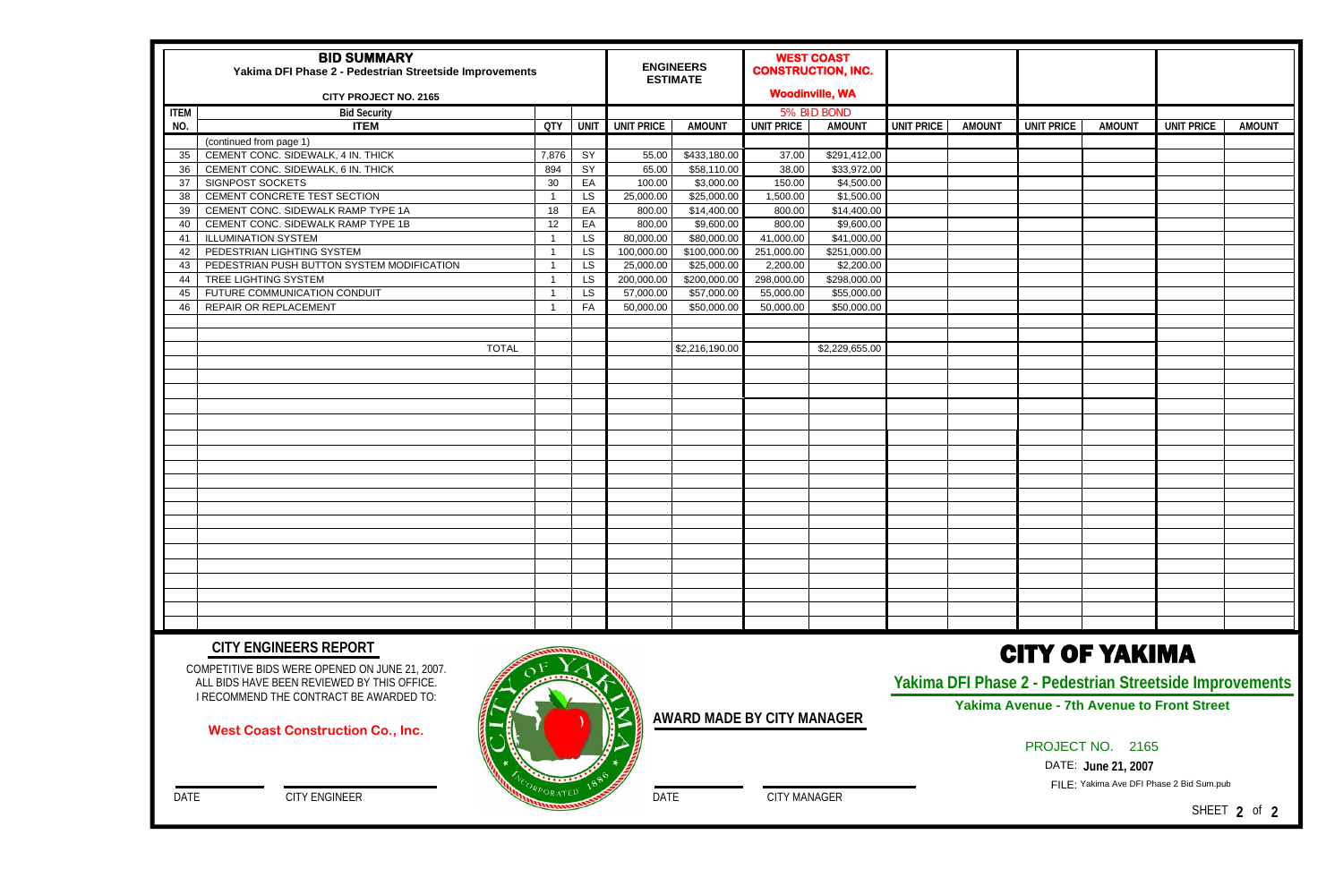# BID SUMMARY

**Yakima DFI Phase 2 - Pedestrian Streetside Improvements**

**CITY PROJECT NO. 2165**

| ITEM NO. | Bid Security / ITEM | QTY | UNIT | ENGINEERS ESTIMATE UNIT PRICE | ENGINEERS ESTIMATE AMOUNT | WEST COAST CONSTRUCTION, INC. Woodinville, WA (5% BID BOND) UNIT PRICE | WEST COAST CONSTRUCTION, INC. Woodinville, WA (5% BID BOND) AMOUNT | UNIT PRICE | AMOUNT | UNIT PRICE | AMOUNT | UNIT PRICE | AMOUNT |
|---|---|---|---|---|---|---|---|---|---|---|---|---|---|
| | (continued from page 1) | | | | | | | | | | | | |
| 35 | CEMENT CONC. SIDEWALK, 4 IN. THICK | 7,876 | SY | 55.00 | $433,180.00 | 37.00 | $291,412.00 | | | | | | |
| 36 | CEMENT CONC. SIDEWALK, 6 IN. THICK | 894 | SY | 65.00 | $58,110.00 | 38.00 | $33,972.00 | | | | | | |
| 37 | SIGNPOST SOCKETS | 30 | EA | 100.00 | $3,000.00 | 150.00 | $4,500.00 | | | | | | |
| 38 | CEMENT CONCRETE TEST SECTION | 1 | LS | 25,000.00 | $25,000.00 | 1,500.00 | $1,500.00 | | | | | | |
| 39 | CEMENT CONC. SIDEWALK RAMP TYPE 1A | 18 | EA | 800.00 | $14,400.00 | 800.00 | $14,400.00 | | | | | | |
| 40 | CEMENT CONC. SIDEWALK RAMP TYPE 1B | 12 | EA | 800.00 | $9,600.00 | 800.00 | $9,600.00 | | | | | | |
| 41 | ILLUMINATION SYSTEM | 1 | LS | 80,000.00 | $80,000.00 | 41,000.00 | $41,000.00 | | | | | | |
| 42 | PEDESTRIAN LIGHTING SYSTEM | 1 | LS | 100,000.00 | $100,000.00 | 251,000.00 | $251,000.00 | | | | | | |
| 43 | PEDESTRIAN PUSH BUTTON SYSTEM MODIFICATION | 1 | LS | 25,000.00 | $25,000.00 | 2,200.00 | $2,200.00 | | | | | | |
| 44 | TREE LIGHTING SYSTEM | 1 | LS | 200,000.00 | $200,000.00 | 298,000.00 | $298,000.00 | | | | | | |
| 45 | FUTURE COMMUNICATION CONDUIT | 1 | LS | 57,000.00 | $57,000.00 | 55,000.00 | $55,000.00 | | | | | | |
| 46 | REPAIR OR REPLACEMENT | 1 | FA | 50,000.00 | $50,000.00 | 50,000.00 | $50,000.00 | | | | | | |
| | TOTAL | | | | $2,216,190.00 | | $2,229,655.00 | | | | | | |

## CITY ENGINEERS REPORT

COMPETITIVE BIDS WERE OPENED ON JUNE 21, 2007.
ALL BIDS HAVE BEEN REVIEWED BY THIS OFFICE.
I RECOMMEND THE CONTRACT BE AWARDED TO:

**West Coast Construction Co., Inc.**

DATE CITY ENGINEER

**AWARD MADE BY CITY MANAGER**

DATE CITY MANAGER

# CITY OF YAKIMA

**Yakima DFI Phase 2 - Pedestrian Streetside Improvements**

**Yakima Avenue - 7th Avenue to Front Street**

PROJECT NO. 2165

DATE: **June 21, 2007**

FILE: Yakima Ave DFI Phase 2 Bid Sum.pub